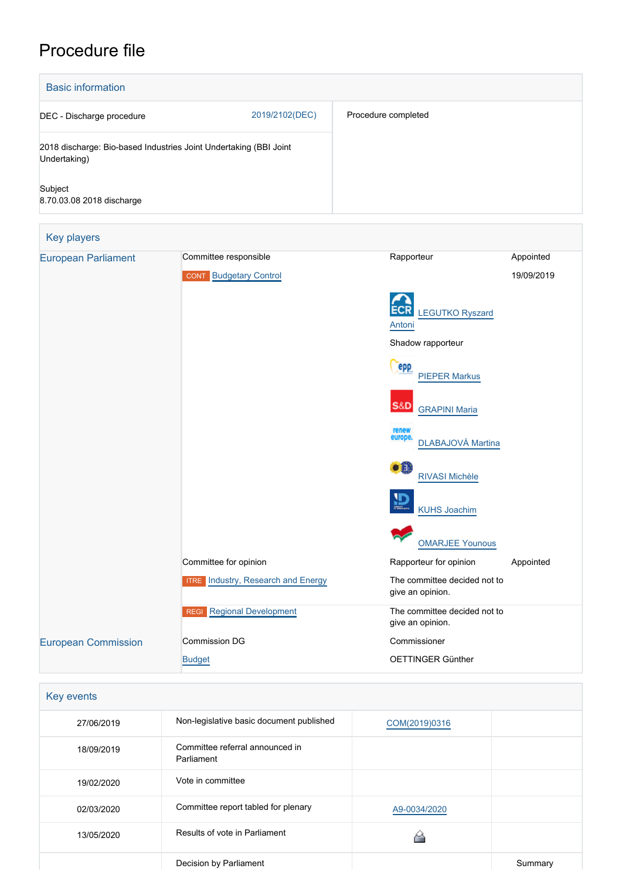# Procedure file

## Basic information

| | | |
|---|---|---|
| DEC - Discharge procedure | 2019/2102(DEC) | Procedure completed |
| 2018 discharge: Bio-based Industries Joint Undertaking (BBI Joint Undertaking) | | |
| Subject<br>8.70.03.08 2018 discharge | | |

## Key players

| | | | |
|---|---|---|---|
| European Parliament | Committee responsible | Rapporteur | Appointed |
| | CONT Budgetary Control | | 19/09/2019 |
| | | ECR LEGUTKO Ryszard Antoni | |
| | | Shadow rapporteur | |
| | | EPP PIEPER Markus | |
| | | S&D GRAPINI Maria | |
| | | Renew Europe DLABAJOVÁ Martina | |
| | | RIVASI Michèle | |
| | | KUHS Joachim | |
| | | OMARJEE Younous | |
| | Committee for opinion | Rapporteur for opinion | Appointed |
| | ITRE Industry, Research and Energy | The committee decided not to give an opinion. | |
| | REGI Regional Development | The committee decided not to give an opinion. | |
| European Commission | Commission DG | Commissioner | |
| | Budget | OETTINGER Günther | |

## Key events

| | | | |
|---|---|---|---|
| 27/06/2019 | Non-legislative basic document published | COM(2019)0316 | |
| 18/09/2019 | Committee referral announced in Parliament | | |
| 19/02/2020 | Vote in committee | | |
| 02/03/2020 | Committee report tabled for plenary | A9-0034/2020 | |
| 13/05/2020 | Results of vote in Parliament | | |
| | Decision by Parliament | | Summary |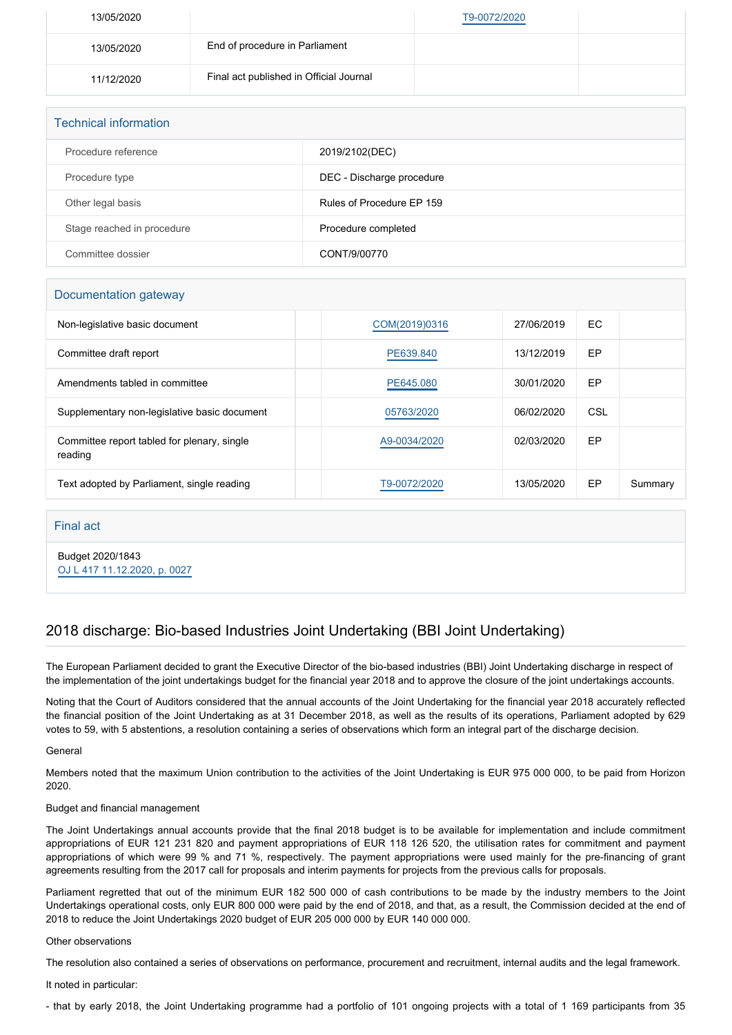| | | | |
|---|---|---|---|
| 13/05/2020 | | T9-0072/2020 | |
| 13/05/2020 | End of procedure in Parliament | | |
| 11/12/2020 | Final act published in Official Journal | | |

## Technical information

| | |
|---|---|
| Procedure reference | 2019/2102(DEC) |
| Procedure type | DEC - Discharge procedure |
| Other legal basis | Rules of Procedure EP 159 |
| Stage reached in procedure | Procedure completed |
| Committee dossier | CONT/9/00770 |

## Documentation gateway

| | | | | | |
|---|---|---|---|---|---|
| Non-legislative basic document | | COM(2019)0316 | 27/06/2019 | EC | |
| Committee draft report | | PE639.840 | 13/12/2019 | EP | |
| Amendments tabled in committee | | PE645.080 | 30/01/2020 | EP | |
| Supplementary non-legislative basic document | | 05763/2020 | 06/02/2020 | CSL | |
| Committee report tabled for plenary, single reading | | A9-0034/2020 | 02/03/2020 | EP | |
| Text adopted by Parliament, single reading | | T9-0072/2020 | 13/05/2020 | EP | Summary |

## Final act

Budget 2020/1843
OJ L 417 11.12.2020, p. 0027

## 2018 discharge: Bio-based Industries Joint Undertaking (BBI Joint Undertaking)

The European Parliament decided to grant the Executive Director of the bio-based industries (BBI) Joint Undertaking discharge in respect of the implementation of the joint undertakings budget for the financial year 2018 and to approve the closure of the joint undertakings accounts.

Noting that the Court of Auditors considered that the annual accounts of the Joint Undertaking for the financial year 2018 accurately reflected the financial position of the Joint Undertaking as at 31 December 2018, as well as the results of its operations, Parliament adopted by 629 votes to 59, with 5 abstentions, a resolution containing a series of observations which form an integral part of the discharge decision.

General

Members noted that the maximum Union contribution to the activities of the Joint Undertaking is EUR 975 000 000, to be paid from Horizon 2020.

Budget and financial management

The Joint Undertakings annual accounts provide that the final 2018 budget is to be available for implementation and include commitment appropriations of EUR 121 231 820 and payment appropriations of EUR 118 126 520, the utilisation rates for commitment and payment appropriations of which were 99 % and 71 %, respectively. The payment appropriations were used mainly for the pre-financing of grant agreements resulting from the 2017 call for proposals and interim payments for projects from the previous calls for proposals.

Parliament regretted that out of the minimum EUR 182 500 000 of cash contributions to be made by the industry members to the Joint Undertakings operational costs, only EUR 800 000 were paid by the end of 2018, and that, as a result, the Commission decided at the end of 2018 to reduce the Joint Undertakings 2020 budget of EUR 205 000 000 by EUR 140 000 000.

Other observations

The resolution also contained a series of observations on performance, procurement and recruitment, internal audits and the legal framework.

It noted in particular:

- that by early 2018, the Joint Undertaking programme had a portfolio of 101 ongoing projects with a total of 1 169 participants from 35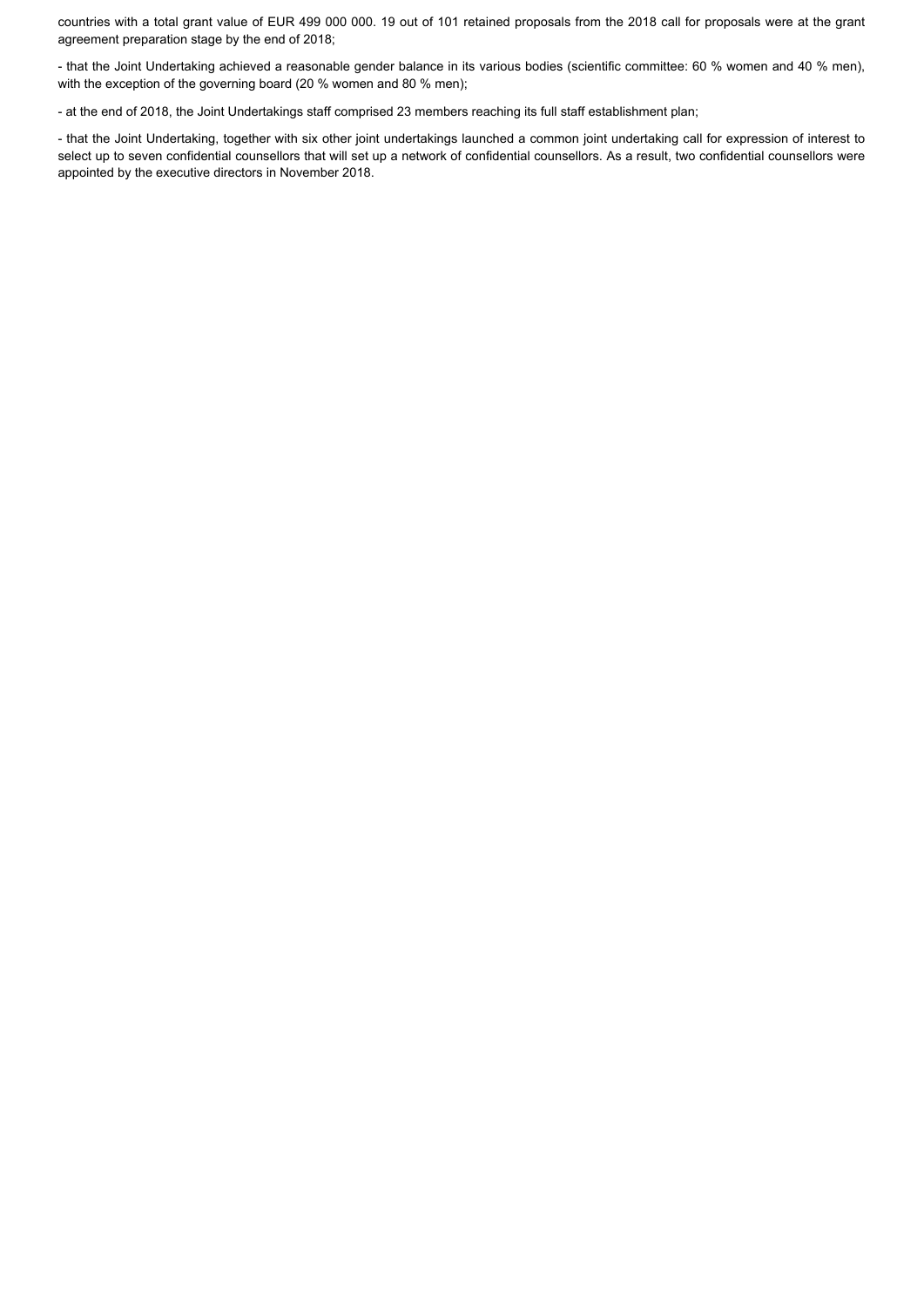countries with a total grant value of EUR 499 000 000. 19 out of 101 retained proposals from the 2018 call for proposals were at the grant agreement preparation stage by the end of 2018;

- that the Joint Undertaking achieved a reasonable gender balance in its various bodies (scientific committee: 60 % women and 40 % men), with the exception of the governing board (20 % women and 80 % men);

- at the end of 2018, the Joint Undertakings staff comprised 23 members reaching its full staff establishment plan;

- that the Joint Undertaking, together with six other joint undertakings launched a common joint undertaking call for expression of interest to select up to seven confidential counsellors that will set up a network of confidential counsellors. As a result, two confidential counsellors were appointed by the executive directors in November 2018.